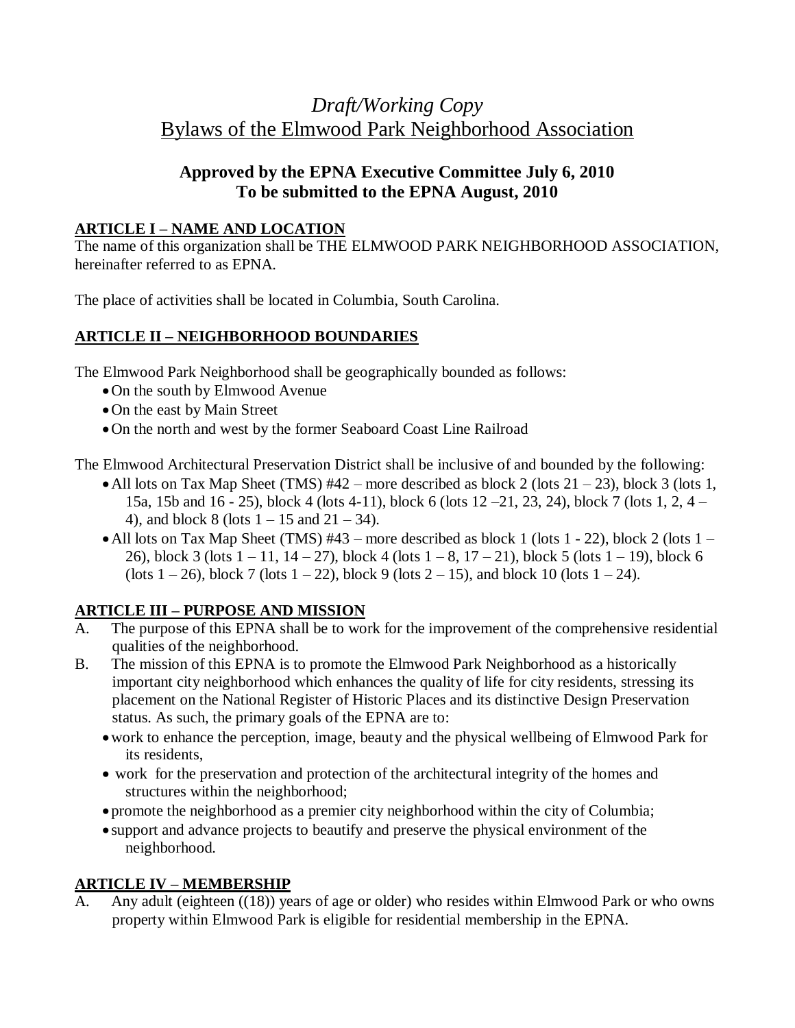# *Draft/Working Copy*
# Bylaws of the Elmwood Park Neighborhood Association

### Approved by the EPNA Executive Committee July 6, 2010
### To be submitted to the EPNA August, 2010

## ARTICLE I – NAME AND LOCATION

The name of this organization shall be THE ELMWOOD PARK NEIGHBORHOOD ASSOCIATION, hereinafter referred to as EPNA.

The place of activities shall be located in Columbia, South Carolina.

## ARTICLE II – NEIGHBORHOOD BOUNDARIES

The Elmwood Park Neighborhood shall be geographically bounded as follows:

- On the south by Elmwood Avenue
- On the east by Main Street
- On the north and west by the former Seaboard Coast Line Railroad

The Elmwood Architectural Preservation District shall be inclusive of and bounded by the following:

- All lots on Tax Map Sheet (TMS) #42 – more described as block 2 (lots 21 – 23), block 3 (lots 1, 15a, 15b and 16 - 25), block 4 (lots 4-11), block 6 (lots 12 –21, 23, 24), block 7 (lots 1, 2, 4 – 4), and block 8 (lots 1 – 15 and 21 – 34).
- All lots on Tax Map Sheet (TMS) #43 – more described as block 1 (lots 1 - 22), block 2 (lots 1 – 26), block 3 (lots 1 – 11, 14 – 27), block 4 (lots 1 – 8, 17 – 21), block 5 (lots 1 – 19), block 6 (lots 1 – 26), block 7 (lots 1 – 22), block 9 (lots 2 – 15), and block 10 (lots 1 – 24).

## ARTICLE III – PURPOSE AND MISSION

A. The purpose of this EPNA shall be to work for the improvement of the comprehensive residential qualities of the neighborhood.

B. The mission of this EPNA is to promote the Elmwood Park Neighborhood as a historically important city neighborhood which enhances the quality of life for city residents, stressing its placement on the National Register of Historic Places and its distinctive Design Preservation status. As such, the primary goals of the EPNA are to:
   - work to enhance the perception, image, beauty and the physical wellbeing of Elmwood Park for its residents,
   - work for the preservation and protection of the architectural integrity of the homes and structures within the neighborhood;
   - promote the neighborhood as a premier city neighborhood within the city of Columbia;
   - support and advance projects to beautify and preserve the physical environment of the neighborhood.

## ARTICLE IV – MEMBERSHIP

A. Any adult (eighteen ((18)) years of age or older) who resides within Elmwood Park or who owns property within Elmwood Park is eligible for residential membership in the EPNA.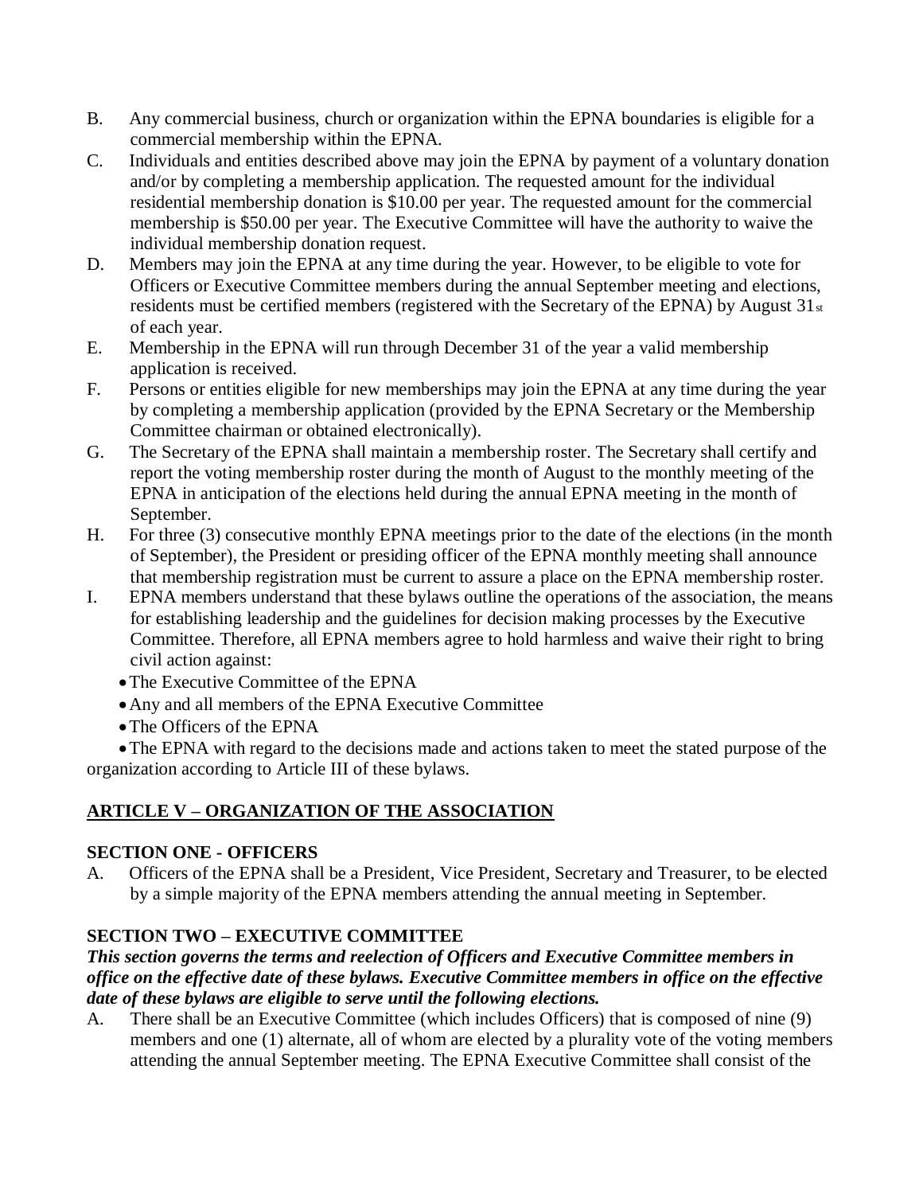B. Any commercial business, church or organization within the EPNA boundaries is eligible for a commercial membership within the EPNA.

C. Individuals and entities described above may join the EPNA by payment of a voluntary donation and/or by completing a membership application. The requested amount for the individual residential membership donation is $10.00 per year. The requested amount for the commercial membership is $50.00 per year. The Executive Committee will have the authority to waive the individual membership donation request.

D. Members may join the EPNA at any time during the year. However, to be eligible to vote for Officers or Executive Committee members during the annual September meeting and elections, residents must be certified members (registered with the Secretary of the EPNA) by August 31st of each year.

E. Membership in the EPNA will run through December 31 of the year a valid membership application is received.

F. Persons or entities eligible for new memberships may join the EPNA at any time during the year by completing a membership application (provided by the EPNA Secretary or the Membership Committee chairman or obtained electronically).

G. The Secretary of the EPNA shall maintain a membership roster. The Secretary shall certify and report the voting membership roster during the month of August to the monthly meeting of the EPNA in anticipation of the elections held during the annual EPNA meeting in the month of September.

H. For three (3) consecutive monthly EPNA meetings prior to the date of the elections (in the month of September), the President or presiding officer of the EPNA monthly meeting shall announce that membership registration must be current to assure a place on the EPNA membership roster.

I. EPNA members understand that these bylaws outline the operations of the association, the means for establishing leadership and the guidelines for decision making processes by the Executive Committee. Therefore, all EPNA members agree to hold harmless and waive their right to bring civil action against:

- The Executive Committee of the EPNA
- Any and all members of the EPNA Executive Committee
- The Officers of the EPNA
- The EPNA with regard to the decisions made and actions taken to meet the stated purpose of the organization according to Article III of these bylaws.

## ARTICLE V – ORGANIZATION OF THE ASSOCIATION

### SECTION ONE - OFFICERS

A. Officers of the EPNA shall be a President, Vice President, Secretary and Treasurer, to be elected by a simple majority of the EPNA members attending the annual meeting in September.

### SECTION TWO – EXECUTIVE COMMITTEE

***This section governs the terms and reelection of Officers and Executive Committee members in office on the effective date of these bylaws. Executive Committee members in office on the effective date of these bylaws are eligible to serve until the following elections.***

A. There shall be an Executive Committee (which includes Officers) that is composed of nine (9) members and one (1) alternate, all of whom are elected by a plurality vote of the voting members attending the annual September meeting. The EPNA Executive Committee shall consist of the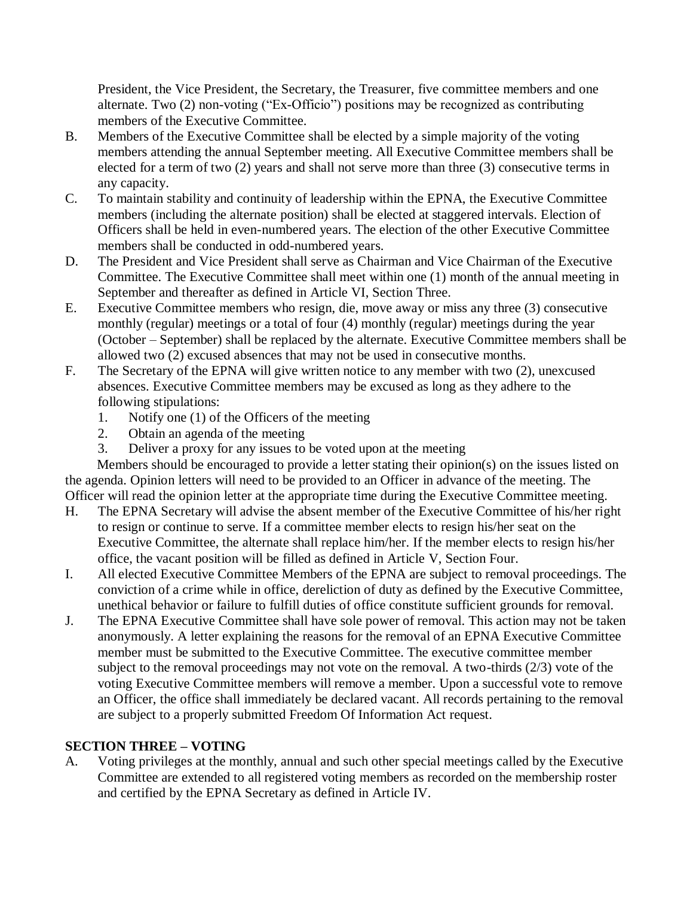President, the Vice President, the Secretary, the Treasurer, five committee members and one alternate. Two (2) non-voting ("Ex-Officio") positions may be recognized as contributing members of the Executive Committee.

B. Members of the Executive Committee shall be elected by a simple majority of the voting members attending the annual September meeting. All Executive Committee members shall be elected for a term of two (2) years and shall not serve more than three (3) consecutive terms in any capacity.

C. To maintain stability and continuity of leadership within the EPNA, the Executive Committee members (including the alternate position) shall be elected at staggered intervals. Election of Officers shall be held in even-numbered years. The election of the other Executive Committee members shall be conducted in odd-numbered years.

D. The President and Vice President shall serve as Chairman and Vice Chairman of the Executive Committee. The Executive Committee shall meet within one (1) month of the annual meeting in September and thereafter as defined in Article VI, Section Three.

E. Executive Committee members who resign, die, move away or miss any three (3) consecutive monthly (regular) meetings or a total of four (4) monthly (regular) meetings during the year (October – September) shall be replaced by the alternate. Executive Committee members shall be allowed two (2) excused absences that may not be used in consecutive months.

F. The Secretary of the EPNA will give written notice to any member with two (2), unexcused absences. Executive Committee members may be excused as long as they adhere to the following stipulations:
   1. Notify one (1) of the Officers of the meeting
   2. Obtain an agenda of the meeting
   3. Deliver a proxy for any issues to be voted upon at the meeting

Members should be encouraged to provide a letter stating their opinion(s) on the issues listed on the agenda. Opinion letters will need to be provided to an Officer in advance of the meeting. The Officer will read the opinion letter at the appropriate time during the Executive Committee meeting.

H. The EPNA Secretary will advise the absent member of the Executive Committee of his/her right to resign or continue to serve. If a committee member elects to resign his/her seat on the Executive Committee, the alternate shall replace him/her. If the member elects to resign his/her office, the vacant position will be filled as defined in Article V, Section Four.

I. All elected Executive Committee Members of the EPNA are subject to removal proceedings. The conviction of a crime while in office, dereliction of duty as defined by the Executive Committee, unethical behavior or failure to fulfill duties of office constitute sufficient grounds for removal.

J. The EPNA Executive Committee shall have sole power of removal. This action may not be taken anonymously. A letter explaining the reasons for the removal of an EPNA Executive Committee member must be submitted to the Executive Committee. The executive committee member subject to the removal proceedings may not vote on the removal. A two-thirds (2/3) vote of the voting Executive Committee members will remove a member. Upon a successful vote to remove an Officer, the office shall immediately be declared vacant. All records pertaining to the removal are subject to a properly submitted Freedom Of Information Act request.

**SECTION THREE – VOTING**

A. Voting privileges at the monthly, annual and such other special meetings called by the Executive Committee are extended to all registered voting members as recorded on the membership roster and certified by the EPNA Secretary as defined in Article IV.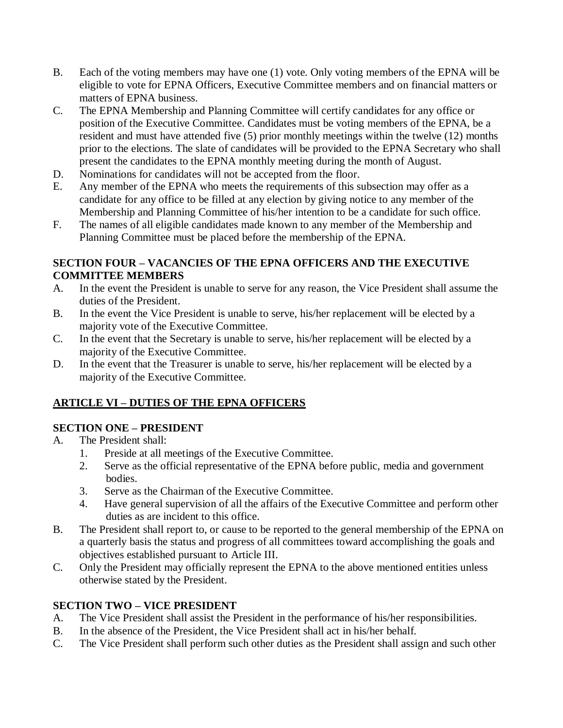B. Each of the voting members may have one (1) vote. Only voting members of the EPNA will be eligible to vote for EPNA Officers, Executive Committee members and on financial matters or matters of EPNA business.

C. The EPNA Membership and Planning Committee will certify candidates for any office or position of the Executive Committee. Candidates must be voting members of the EPNA, be a resident and must have attended five (5) prior monthly meetings within the twelve (12) months prior to the elections. The slate of candidates will be provided to the EPNA Secretary who shall present the candidates to the EPNA monthly meeting during the month of August.

D. Nominations for candidates will not be accepted from the floor.

E. Any member of the EPNA who meets the requirements of this subsection may offer as a candidate for any office to be filled at any election by giving notice to any member of the Membership and Planning Committee of his/her intention to be a candidate for such office.

F. The names of all eligible candidates made known to any member of the Membership and Planning Committee must be placed before the membership of the EPNA.

**SECTION FOUR – VACANCIES OF THE EPNA OFFICERS AND THE EXECUTIVE COMMITTEE MEMBERS**

A. In the event the President is unable to serve for any reason, the Vice President shall assume the duties of the President.

B. In the event the Vice President is unable to serve, his/her replacement will be elected by a majority vote of the Executive Committee.

C. In the event that the Secretary is unable to serve, his/her replacement will be elected by a majority of the Executive Committee.

D. In the event that the Treasurer is unable to serve, his/her replacement will be elected by a majority of the Executive Committee.

## ARTICLE VI – DUTIES OF THE EPNA OFFICERS

**SECTION ONE – PRESIDENT**

A. The President shall:
   1. Preside at all meetings of the Executive Committee.
   2. Serve as the official representative of the EPNA before public, media and government bodies.
   3. Serve as the Chairman of the Executive Committee.
   4. Have general supervision of all the affairs of the Executive Committee and perform other duties as are incident to this office.

B. The President shall report to, or cause to be reported to the general membership of the EPNA on a quarterly basis the status and progress of all committees toward accomplishing the goals and objectives established pursuant to Article III.

C. Only the President may officially represent the EPNA to the above mentioned entities unless otherwise stated by the President.

**SECTION TWO – VICE PRESIDENT**

A. The Vice President shall assist the President in the performance of his/her responsibilities.

B. In the absence of the President, the Vice President shall act in his/her behalf.

C. The Vice President shall perform such other duties as the President shall assign and such other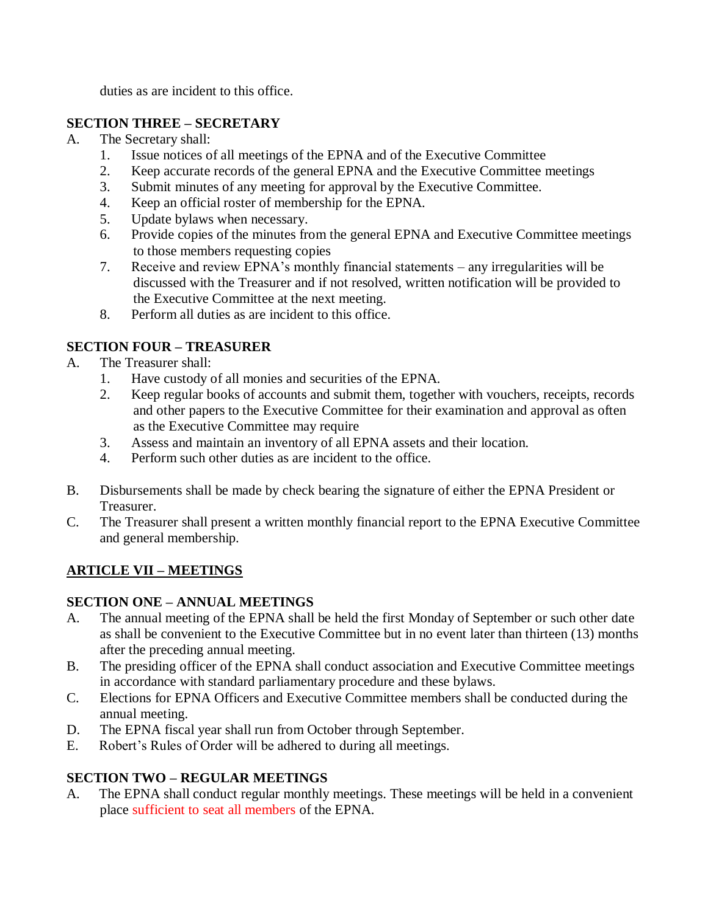duties as are incident to this office.

**SECTION THREE – SECRETARY**

A. The Secretary shall:
   1. Issue notices of all meetings of the EPNA and of the Executive Committee
   2. Keep accurate records of the general EPNA and the Executive Committee meetings
   3. Submit minutes of any meeting for approval by the Executive Committee.
   4. Keep an official roster of membership for the EPNA.
   5. Update bylaws when necessary.
   6. Provide copies of the minutes from the general EPNA and Executive Committee meetings to those members requesting copies
   7. Receive and review EPNA's monthly financial statements – any irregularities will be discussed with the Treasurer and if not resolved, written notification will be provided to the Executive Committee at the next meeting.
   8. Perform all duties as are incident to this office.

**SECTION FOUR – TREASURER**

A. The Treasurer shall:
   1. Have custody of all monies and securities of the EPNA.
   2. Keep regular books of accounts and submit them, together with vouchers, receipts, records and other papers to the Executive Committee for their examination and approval as often as the Executive Committee may require
   3. Assess and maintain an inventory of all EPNA assets and their location.
   4. Perform such other duties as are incident to the office.

B. Disbursements shall be made by check bearing the signature of either the EPNA President or Treasurer.

C. The Treasurer shall present a written monthly financial report to the EPNA Executive Committee and general membership.

## ARTICLE VII – MEETINGS

**SECTION ONE – ANNUAL MEETINGS**

A. The annual meeting of the EPNA shall be held the first Monday of September or such other date as shall be convenient to the Executive Committee but in no event later than thirteen (13) months after the preceding annual meeting.

B. The presiding officer of the EPNA shall conduct association and Executive Committee meetings in accordance with standard parliamentary procedure and these bylaws.

C. Elections for EPNA Officers and Executive Committee members shall be conducted during the annual meeting.

D. The EPNA fiscal year shall run from October through September.

E. Robert's Rules of Order will be adhered to during all meetings.

**SECTION TWO – REGULAR MEETINGS**

A. The EPNA shall conduct regular monthly meetings. These meetings will be held in a convenient place sufficient to seat all members of the EPNA.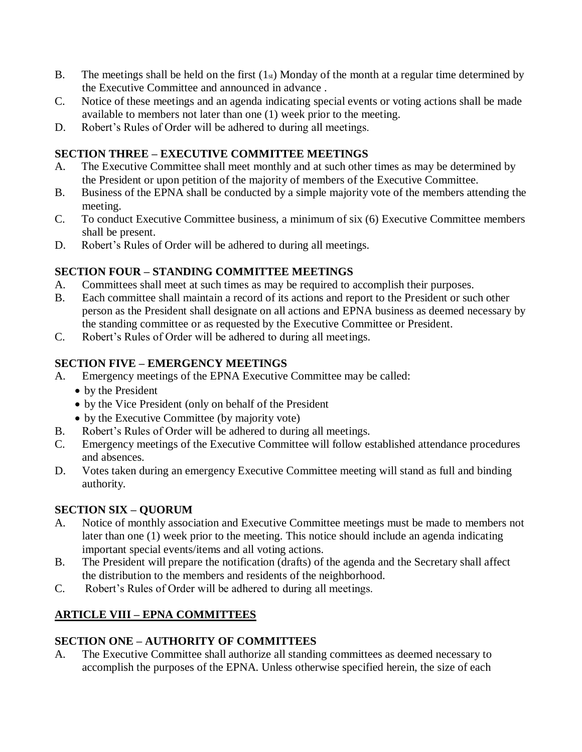B. The meetings shall be held on the first (1st) Monday of the month at a regular time determined by the Executive Committee and announced in advance .

C. Notice of these meetings and an agenda indicating special events or voting actions shall be made available to members not later than one (1) week prior to the meeting.

D. Robert's Rules of Order will be adhered to during all meetings.

**SECTION THREE – EXECUTIVE COMMITTEE MEETINGS**

A. The Executive Committee shall meet monthly and at such other times as may be determined by the President or upon petition of the majority of members of the Executive Committee.

B. Business of the EPNA shall be conducted by a simple majority vote of the members attending the meeting.

C. To conduct Executive Committee business, a minimum of six (6) Executive Committee members shall be present.

D. Robert's Rules of Order will be adhered to during all meetings.

**SECTION FOUR – STANDING COMMITTEE MEETINGS**

A. Committees shall meet at such times as may be required to accomplish their purposes.

B. Each committee shall maintain a record of its actions and report to the President or such other person as the President shall designate on all actions and EPNA business as deemed necessary by the standing committee or as requested by the Executive Committee or President.

C. Robert's Rules of Order will be adhered to during all meetings.

**SECTION FIVE – EMERGENCY MEETINGS**

A. Emergency meetings of the EPNA Executive Committee may be called:
   - by the President
   - by the Vice President (only on behalf of the President
   - by the Executive Committee (by majority vote)

B. Robert's Rules of Order will be adhered to during all meetings.

C. Emergency meetings of the Executive Committee will follow established attendance procedures and absences.

D. Votes taken during an emergency Executive Committee meeting will stand as full and binding authority.

**SECTION SIX – QUORUM**

A. Notice of monthly association and Executive Committee meetings must be made to members not later than one (1) week prior to the meeting. This notice should include an agenda indicating important special events/items and all voting actions.

B. The President will prepare the notification (drafts) of the agenda and the Secretary shall affect the distribution to the members and residents of the neighborhood.

C. Robert's Rules of Order will be adhered to during all meetings.

## ARTICLE VIII – EPNA COMMITTEES

**SECTION ONE – AUTHORITY OF COMMITTEES**

A. The Executive Committee shall authorize all standing committees as deemed necessary to accomplish the purposes of the EPNA. Unless otherwise specified herein, the size of each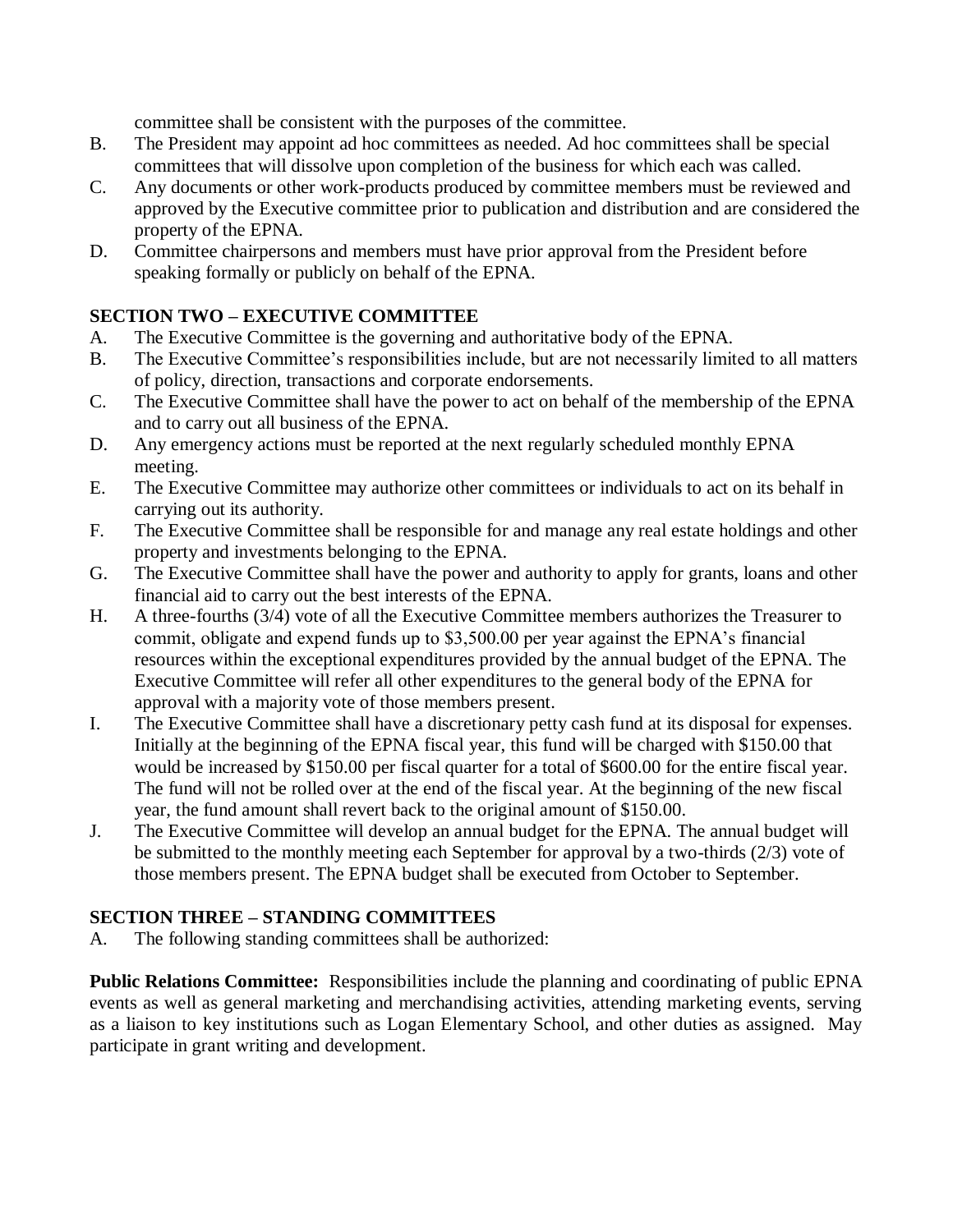committee shall be consistent with the purposes of the committee.

B. The President may appoint ad hoc committees as needed. Ad hoc committees shall be special committees that will dissolve upon completion of the business for which each was called.

C. Any documents or other work-products produced by committee members must be reviewed and approved by the Executive committee prior to publication and distribution and are considered the property of the EPNA.

D. Committee chairpersons and members must have prior approval from the President before speaking formally or publicly on behalf of the EPNA.

## SECTION TWO – EXECUTIVE COMMITTEE

A. The Executive Committee is the governing and authoritative body of the EPNA.

B. The Executive Committee's responsibilities include, but are not necessarily limited to all matters of policy, direction, transactions and corporate endorsements.

C. The Executive Committee shall have the power to act on behalf of the membership of the EPNA and to carry out all business of the EPNA.

D. Any emergency actions must be reported at the next regularly scheduled monthly EPNA meeting.

E. The Executive Committee may authorize other committees or individuals to act on its behalf in carrying out its authority.

F. The Executive Committee shall be responsible for and manage any real estate holdings and other property and investments belonging to the EPNA.

G. The Executive Committee shall have the power and authority to apply for grants, loans and other financial aid to carry out the best interests of the EPNA.

H. A three-fourths (3/4) vote of all the Executive Committee members authorizes the Treasurer to commit, obligate and expend funds up to $3,500.00 per year against the EPNA's financial resources within the exceptional expenditures provided by the annual budget of the EPNA. The Executive Committee will refer all other expenditures to the general body of the EPNA for approval with a majority vote of those members present.

I. The Executive Committee shall have a discretionary petty cash fund at its disposal for expenses. Initially at the beginning of the EPNA fiscal year, this fund will be charged with $150.00 that would be increased by $150.00 per fiscal quarter for a total of $600.00 for the entire fiscal year. The fund will not be rolled over at the end of the fiscal year. At the beginning of the new fiscal year, the fund amount shall revert back to the original amount of $150.00.

J. The Executive Committee will develop an annual budget for the EPNA. The annual budget will be submitted to the monthly meeting each September for approval by a two-thirds (2/3) vote of those members present. The EPNA budget shall be executed from October to September.

## SECTION THREE – STANDING COMMITTEES

A. The following standing committees shall be authorized:

**Public Relations Committee:** Responsibilities include the planning and coordinating of public EPNA events as well as general marketing and merchandising activities, attending marketing events, serving as a liaison to key institutions such as Logan Elementary School, and other duties as assigned. May participate in grant writing and development.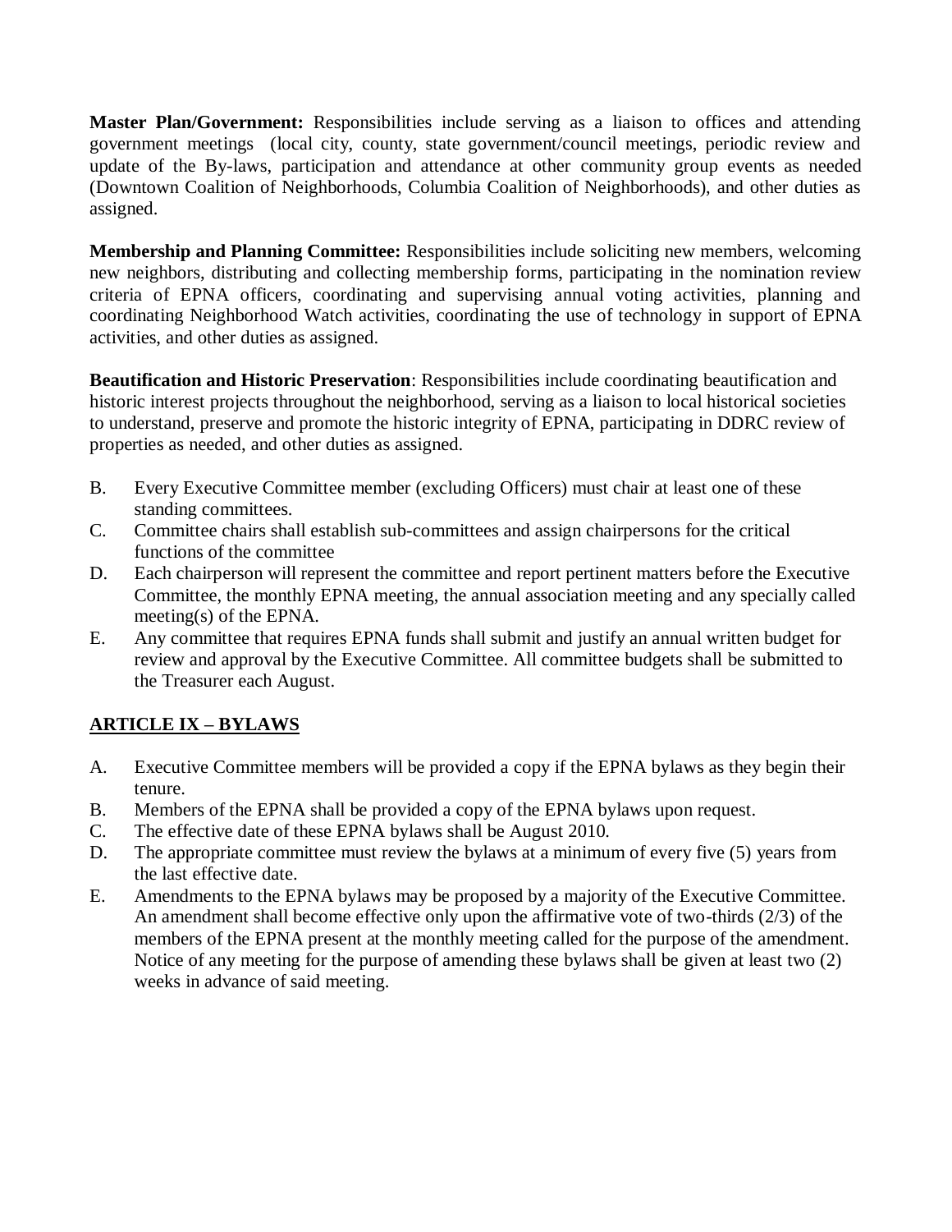**Master Plan/Government:** Responsibilities include serving as a liaison to offices and attending government meetings  (local city, county, state government/council meetings, periodic review and update of the By-laws, participation and attendance at other community group events as needed (Downtown Coalition of Neighborhoods, Columbia Coalition of Neighborhoods), and other duties as assigned.

**Membership and Planning Committee:** Responsibilities include soliciting new members, welcoming new neighbors, distributing and collecting membership forms, participating in the nomination review criteria of EPNA officers, coordinating and supervising annual voting activities, planning and coordinating Neighborhood Watch activities, coordinating the use of technology in support of EPNA activities, and other duties as assigned.

**Beautification and Historic Preservation**: Responsibilities include coordinating beautification and historic interest projects throughout the neighborhood, serving as a liaison to local historical societies to understand, preserve and promote the historic integrity of EPNA, participating in DDRC review of properties as needed, and other duties as assigned.

B. Every Executive Committee member (excluding Officers) must chair at least one of these standing committees.
C. Committee chairs shall establish sub-committees and assign chairpersons for the critical functions of the committee
D. Each chairperson will represent the committee and report pertinent matters before the Executive Committee, the monthly EPNA meeting, the annual association meeting and any specially called meeting(s) of the EPNA.
E. Any committee that requires EPNA funds shall submit and justify an annual written budget for review and approval by the Executive Committee. All committee budgets shall be submitted to the Treasurer each August.

## ARTICLE IX – BYLAWS

A. Executive Committee members will be provided a copy if the EPNA bylaws as they begin their tenure.
B. Members of the EPNA shall be provided a copy of the EPNA bylaws upon request.
C. The effective date of these EPNA bylaws shall be August 2010.
D. The appropriate committee must review the bylaws at a minimum of every five (5) years from the last effective date.
E. Amendments to the EPNA bylaws may be proposed by a majority of the Executive Committee. An amendment shall become effective only upon the affirmative vote of two-thirds (2/3) of the members of the EPNA present at the monthly meeting called for the purpose of the amendment. Notice of any meeting for the purpose of amending these bylaws shall be given at least two (2) weeks in advance of said meeting.